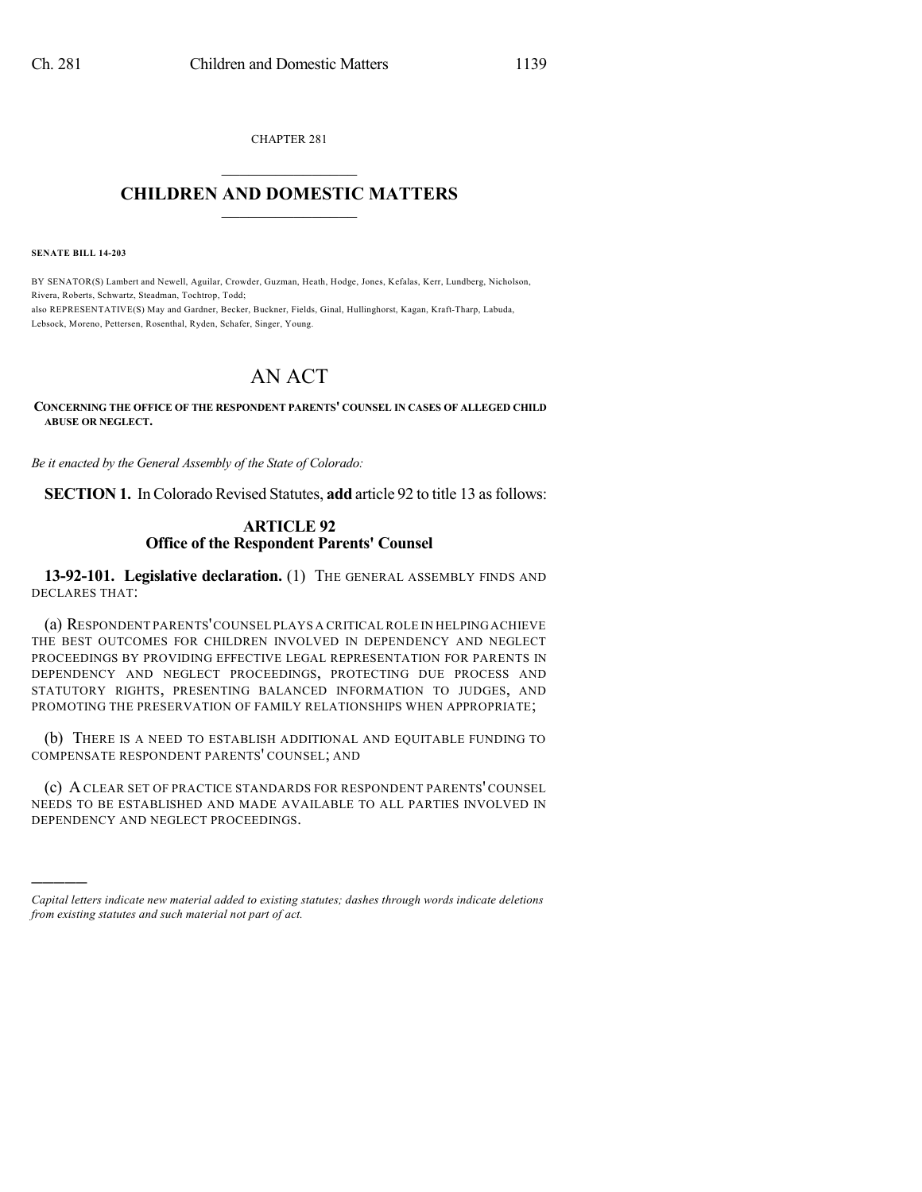CHAPTER 281

# CHILDREN AND DOMESTIC MATTERS

**SENATE BILL 14-203**

BY SENATOR(S) Lambert and Newell, Aguilar, Crowder, Guzman, Heath, Hodge, Jones, Kefalas, Kerr, Lundberg, Nicholson, Rivera, Roberts, Schwartz, Steadman, Tochtrop, Todd;
also REPRESENTATIVE(S) May and Gardner, Becker, Buckner, Fields, Ginal, Hullinghorst, Kagan, Kraft-Tharp, Labuda, Lebsock, Moreno, Pettersen, Rosenthal, Ryden, Schafer, Singer, Young.

# AN ACT

**CONCERNING THE OFFICE OF THE RESPONDENT PARENTS' COUNSEL IN CASES OF ALLEGED CHILD ABUSE OR NEGLECT.**

*Be it enacted by the General Assembly of the State of Colorado:*

**SECTION 1.** In Colorado Revised Statutes, **add** article 92 to title 13 as follows:

## ARTICLE 92
## Office of the Respondent Parents' Counsel

**13-92-101. Legislative declaration.** (1) THE GENERAL ASSEMBLY FINDS AND DECLARES THAT:

(a) RESPONDENT PARENTS' COUNSEL PLAYS A CRITICAL ROLE IN HELPING ACHIEVE THE BEST OUTCOMES FOR CHILDREN INVOLVED IN DEPENDENCY AND NEGLECT PROCEEDINGS BY PROVIDING EFFECTIVE LEGAL REPRESENTATION FOR PARENTS IN DEPENDENCY AND NEGLECT PROCEEDINGS, PROTECTING DUE PROCESS AND STATUTORY RIGHTS, PRESENTING BALANCED INFORMATION TO JUDGES, AND PROMOTING THE PRESERVATION OF FAMILY RELATIONSHIPS WHEN APPROPRIATE;

(b) THERE IS A NEED TO ESTABLISH ADDITIONAL AND EQUITABLE FUNDING TO COMPENSATE RESPONDENT PARENTS' COUNSEL; AND

(c) A CLEAR SET OF PRACTICE STANDARDS FOR RESPONDENT PARENTS' COUNSEL NEEDS TO BE ESTABLISHED AND MADE AVAILABLE TO ALL PARTIES INVOLVED IN DEPENDENCY AND NEGLECT PROCEEDINGS.

---

*Capital letters indicate new material added to existing statutes; dashes through words indicate deletions from existing statutes and such material not part of act.*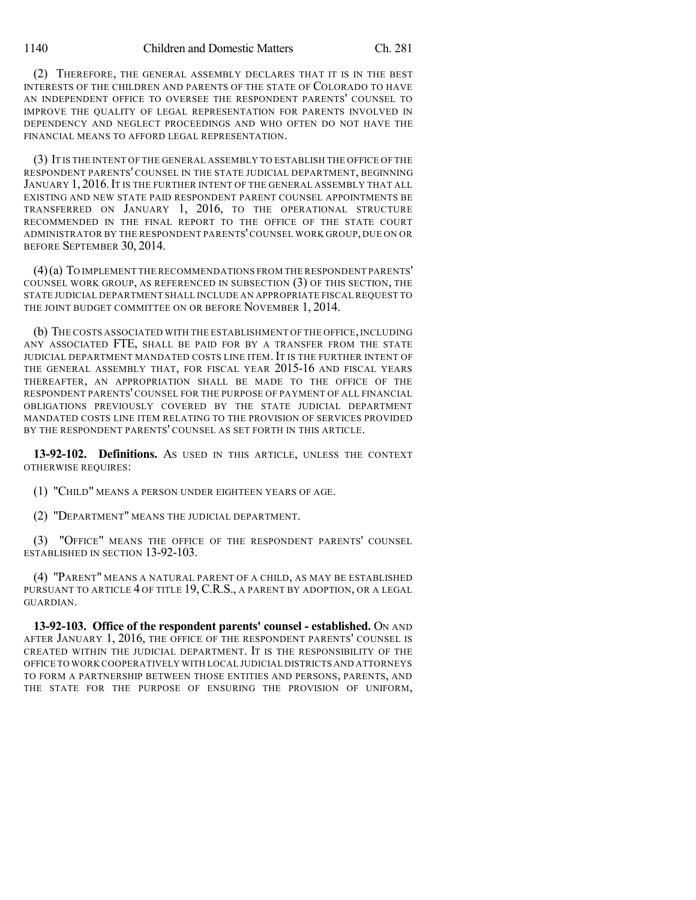(2) THEREFORE, THE GENERAL ASSEMBLY DECLARES THAT IT IS IN THE BEST INTERESTS OF THE CHILDREN AND PARENTS OF THE STATE OF COLORADO TO HAVE AN INDEPENDENT OFFICE TO OVERSEE THE RESPONDENT PARENTS' COUNSEL TO IMPROVE THE QUALITY OF LEGAL REPRESENTATION FOR PARENTS INVOLVED IN DEPENDENCY AND NEGLECT PROCEEDINGS AND WHO OFTEN DO NOT HAVE THE FINANCIAL MEANS TO AFFORD LEGAL REPRESENTATION.

(3) IT IS THE INTENT OF THE GENERAL ASSEMBLY TO ESTABLISH THE OFFICE OF THE RESPONDENT PARENTS' COUNSEL IN THE STATE JUDICIAL DEPARTMENT, BEGINNING JANUARY 1, 2016. IT IS THE FURTHER INTENT OF THE GENERAL ASSEMBLY THAT ALL EXISTING AND NEW STATE PAID RESPONDENT PARENT COUNSEL APPOINTMENTS BE TRANSFERRED ON JANUARY 1, 2016, TO THE OPERATIONAL STRUCTURE RECOMMENDED IN THE FINAL REPORT TO THE OFFICE OF THE STATE COURT ADMINISTRATOR BY THE RESPONDENT PARENTS' COUNSEL WORK GROUP, DUE ON OR BEFORE SEPTEMBER 30, 2014.

(4) (a) TO IMPLEMENT THE RECOMMENDATIONS FROM THE RESPONDENT PARENTS' COUNSEL WORK GROUP, AS REFERENCED IN SUBSECTION (3) OF THIS SECTION, THE STATE JUDICIAL DEPARTMENT SHALL INCLUDE AN APPROPRIATE FISCAL REQUEST TO THE JOINT BUDGET COMMITTEE ON OR BEFORE NOVEMBER 1, 2014.

(b) THE COSTS ASSOCIATED WITH THE ESTABLISHMENT OF THE OFFICE, INCLUDING ANY ASSOCIATED FTE, SHALL BE PAID FOR BY A TRANSFER FROM THE STATE JUDICIAL DEPARTMENT MANDATED COSTS LINE ITEM. IT IS THE FURTHER INTENT OF THE GENERAL ASSEMBLY THAT, FOR FISCAL YEAR 2015-16 AND FISCAL YEARS THEREAFTER, AN APPROPRIATION SHALL BE MADE TO THE OFFICE OF THE RESPONDENT PARENTS' COUNSEL FOR THE PURPOSE OF PAYMENT OF ALL FINANCIAL OBLIGATIONS PREVIOUSLY COVERED BY THE STATE JUDICIAL DEPARTMENT MANDATED COSTS LINE ITEM RELATING TO THE PROVISION OF SERVICES PROVIDED BY THE RESPONDENT PARENTS' COUNSEL AS SET FORTH IN THIS ARTICLE.

**13-92-102. Definitions.** AS USED IN THIS ARTICLE, UNLESS THE CONTEXT OTHERWISE REQUIRES:

(1) "CHILD" MEANS A PERSON UNDER EIGHTEEN YEARS OF AGE.

(2) "DEPARTMENT" MEANS THE JUDICIAL DEPARTMENT.

(3) "OFFICE" MEANS THE OFFICE OF THE RESPONDENT PARENTS' COUNSEL ESTABLISHED IN SECTION 13-92-103.

(4) "PARENT" MEANS A NATURAL PARENT OF A CHILD, AS MAY BE ESTABLISHED PURSUANT TO ARTICLE 4 OF TITLE 19, C.R.S., A PARENT BY ADOPTION, OR A LEGAL GUARDIAN.

**13-92-103. Office of the respondent parents' counsel - established.** ON AND AFTER JANUARY 1, 2016, THE OFFICE OF THE RESPONDENT PARENTS' COUNSEL IS CREATED WITHIN THE JUDICIAL DEPARTMENT. IT IS THE RESPONSIBILITY OF THE OFFICE TO WORK COOPERATIVELY WITH LOCAL JUDICIAL DISTRICTS AND ATTORNEYS TO FORM A PARTNERSHIP BETWEEN THOSE ENTITIES AND PERSONS, PARENTS, AND THE STATE FOR THE PURPOSE OF ENSURING THE PROVISION OF UNIFORM,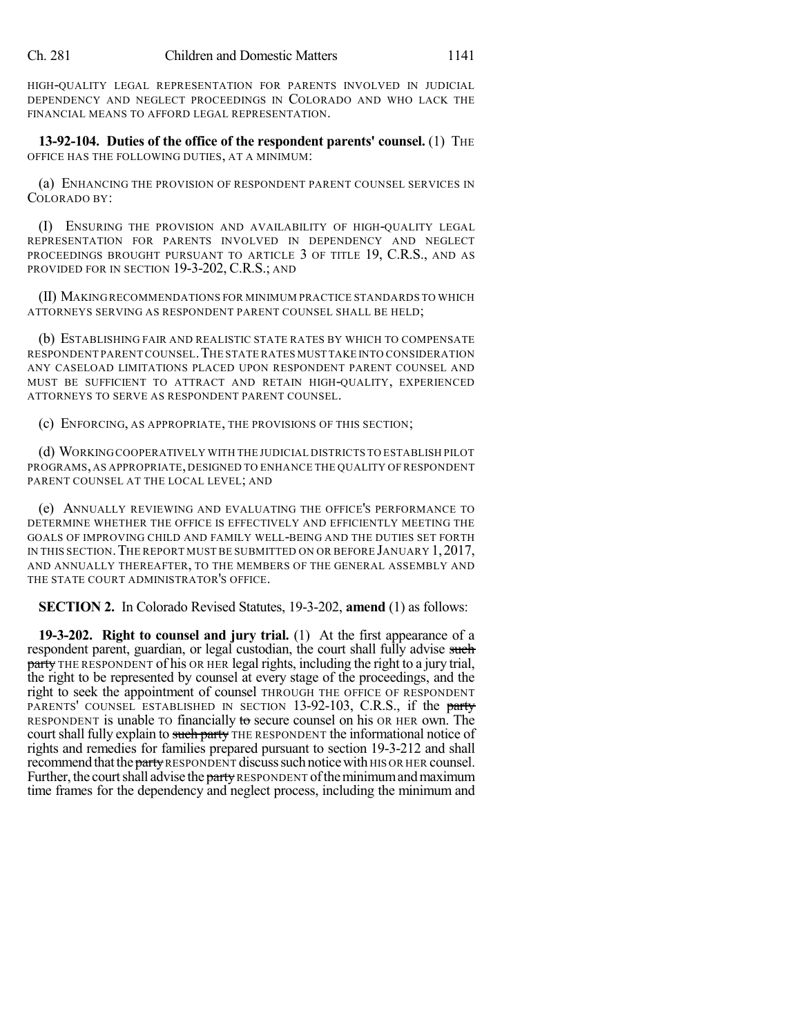HIGH-QUALITY LEGAL REPRESENTATION FOR PARENTS INVOLVED IN JUDICIAL DEPENDENCY AND NEGLECT PROCEEDINGS IN COLORADO AND WHO LACK THE FINANCIAL MEANS TO AFFORD LEGAL REPRESENTATION.

**13-92-104. Duties of the office of the respondent parents' counsel.** (1) THE OFFICE HAS THE FOLLOWING DUTIES, AT A MINIMUM:

(a) ENHANCING THE PROVISION OF RESPONDENT PARENT COUNSEL SERVICES IN COLORADO BY:

(I) ENSURING THE PROVISION AND AVAILABILITY OF HIGH-QUALITY LEGAL REPRESENTATION FOR PARENTS INVOLVED IN DEPENDENCY AND NEGLECT PROCEEDINGS BROUGHT PURSUANT TO ARTICLE 3 OF TITLE 19, C.R.S., AND AS PROVIDED FOR IN SECTION 19-3-202, C.R.S.; AND

(II) MAKING RECOMMENDATIONS FOR MINIMUM PRACTICE STANDARDS TO WHICH ATTORNEYS SERVING AS RESPONDENT PARENT COUNSEL SHALL BE HELD;

(b) ESTABLISHING FAIR AND REALISTIC STATE RATES BY WHICH TO COMPENSATE RESPONDENT PARENT COUNSEL. THE STATE RATES MUST TAKE INTO CONSIDERATION ANY CASELOAD LIMITATIONS PLACED UPON RESPONDENT PARENT COUNSEL AND MUST BE SUFFICIENT TO ATTRACT AND RETAIN HIGH-QUALITY, EXPERIENCED ATTORNEYS TO SERVE AS RESPONDENT PARENT COUNSEL.

(c) ENFORCING, AS APPROPRIATE, THE PROVISIONS OF THIS SECTION;

(d) WORKING COOPERATIVELY WITH THE JUDICIAL DISTRICTS TO ESTABLISH PILOT PROGRAMS, AS APPROPRIATE, DESIGNED TO ENHANCE THE QUALITY OF RESPONDENT PARENT COUNSEL AT THE LOCAL LEVEL; AND

(e) ANNUALLY REVIEWING AND EVALUATING THE OFFICE'S PERFORMANCE TO DETERMINE WHETHER THE OFFICE IS EFFECTIVELY AND EFFICIENTLY MEETING THE GOALS OF IMPROVING CHILD AND FAMILY WELL-BEING AND THE DUTIES SET FORTH IN THIS SECTION. THE REPORT MUST BE SUBMITTED ON OR BEFORE JANUARY 1, 2017, AND ANNUALLY THEREAFTER, TO THE MEMBERS OF THE GENERAL ASSEMBLY AND THE STATE COURT ADMINISTRATOR'S OFFICE.

**SECTION 2.** In Colorado Revised Statutes, 19-3-202, **amend** (1) as follows:

**19-3-202. Right to counsel and jury trial.** (1) At the first appearance of a respondent parent, guardian, or legal custodian, the court shall fully advise ~~such party~~ THE RESPONDENT of his OR HER legal rights, including the right to a jury trial, the right to be represented by counsel at every stage of the proceedings, and the right to seek the appointment of counsel THROUGH THE OFFICE OF RESPONDENT PARENTS' COUNSEL ESTABLISHED IN SECTION 13-92-103, C.R.S., if the ~~party~~ RESPONDENT is unable TO financially ~~to~~ secure counsel on his OR HER own. The court shall fully explain to ~~such party~~ THE RESPONDENT the informational notice of rights and remedies for families prepared pursuant to section 19-3-212 and shall recommend that the ~~party~~ RESPONDENT discuss such notice with HIS OR HER counsel. Further, the court shall advise the ~~party~~ RESPONDENT of the minimum and maximum time frames for the dependency and neglect process, including the minimum and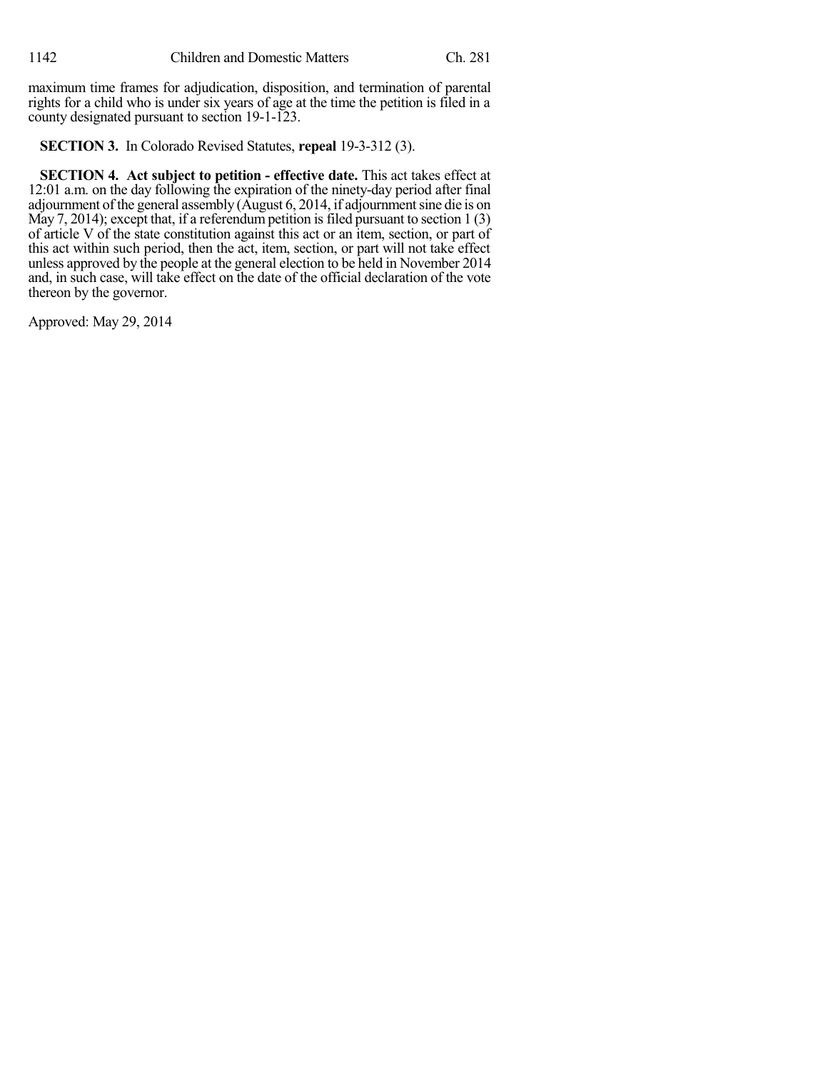maximum time frames for adjudication, disposition, and termination of parental rights for a child who is under six years of age at the time the petition is filed in a county designated pursuant to section 19-1-123.

**SECTION 3.** In Colorado Revised Statutes, **repeal** 19-3-312 (3).

**SECTION 4. Act subject to petition - effective date.** This act takes effect at 12:01 a.m. on the day following the expiration of the ninety-day period after final adjournment of the general assembly (August 6, 2014, if adjournment sine die is on May 7, 2014); except that, if a referendum petition is filed pursuant to section 1 (3) of article V of the state constitution against this act or an item, section, or part of this act within such period, then the act, item, section, or part will not take effect unless approved by the people at the general election to be held in November 2014 and, in such case, will take effect on the date of the official declaration of the vote thereon by the governor.

Approved: May 29, 2014